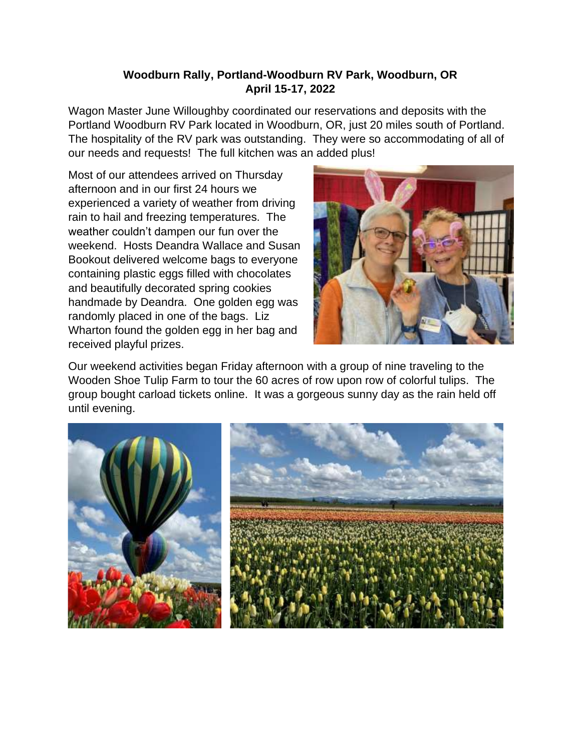**Woodburn Rally, Portland-Woodburn RV Park, Woodburn, OR**
**April 15-17, 2022**

Wagon Master June Willoughby coordinated our reservations and deposits with the Portland Woodburn RV Park located in Woodburn, OR, just 20 miles south of Portland. The hospitality of the RV park was outstanding. They were so accommodating of all of our needs and requests! The full kitchen was an added plus!

Most of our attendees arrived on Thursday afternoon and in our first 24 hours we experienced a variety of weather from driving rain to hail and freezing temperatures. The weather couldn't dampen our fun over the weekend. Hosts Deandra Wallace and Susan Bookout delivered welcome bags to everyone containing plastic eggs filled with chocolates and beautifully decorated spring cookies handmade by Deandra. One golden egg was randomly placed in one of the bags. Liz Wharton found the golden egg in her bag and received playful prizes.

Our weekend activities began Friday afternoon with a group of nine traveling to the Wooden Shoe Tulip Farm to tour the 60 acres of row upon row of colorful tulips. The group bought carload tickets online. It was a gorgeous sunny day as the rain held off until evening.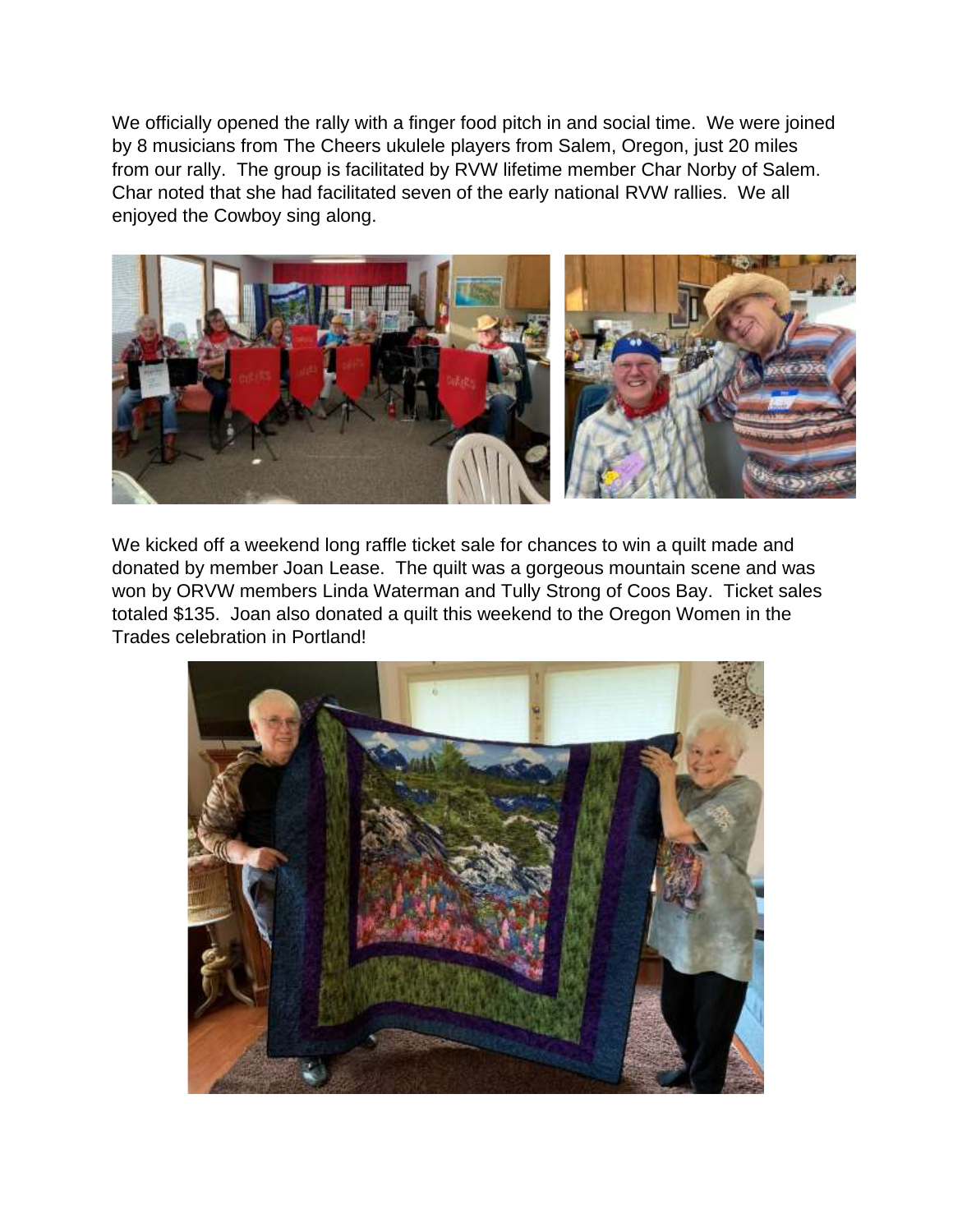We officially opened the rally with a finger food pitch in and social time. We were joined by 8 musicians from The Cheers ukulele players from Salem, Oregon, just 20 miles from our rally. The group is facilitated by RVW lifetime member Char Norby of Salem. Char noted that she had facilitated seven of the early national RVW rallies. We all enjoyed the Cowboy sing along.

We kicked off a weekend long raffle ticket sale for chances to win a quilt made and donated by member Joan Lease. The quilt was a gorgeous mountain scene and was won by ORVW members Linda Waterman and Tully Strong of Coos Bay. Ticket sales totaled $135. Joan also donated a quilt this weekend to the Oregon Women in the Trades celebration in Portland!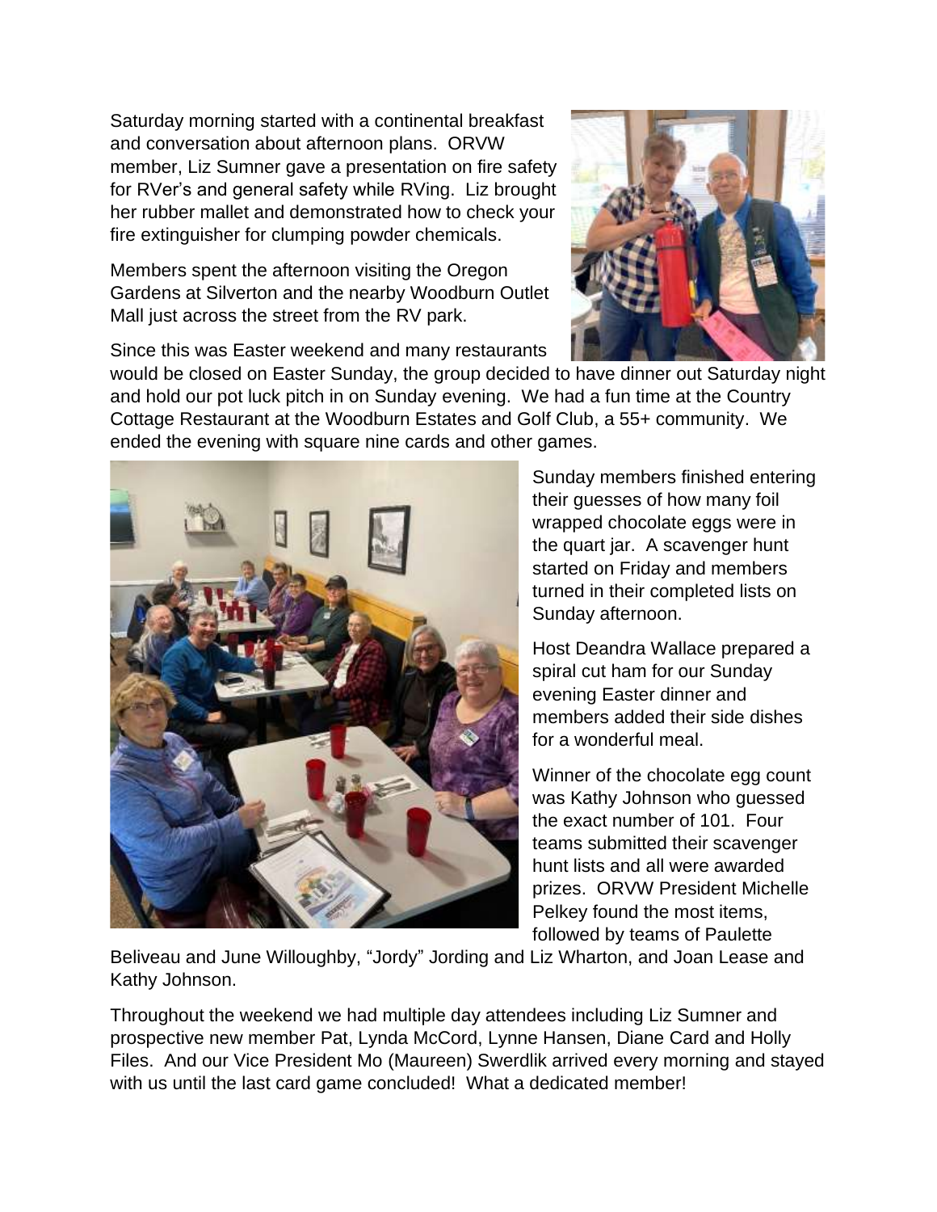Saturday morning started with a continental breakfast and conversation about afternoon plans. ORVW member, Liz Sumner gave a presentation on fire safety for RVer's and general safety while RVing. Liz brought her rubber mallet and demonstrated how to check your fire extinguisher for clumping powder chemicals.

Members spent the afternoon visiting the Oregon Gardens at Silverton and the nearby Woodburn Outlet Mall just across the street from the RV park.

Since this was Easter weekend and many restaurants would be closed on Easter Sunday, the group decided to have dinner out Saturday night and hold our pot luck pitch in on Sunday evening. We had a fun time at the Country Cottage Restaurant at the Woodburn Estates and Golf Club, a 55+ community. We ended the evening with square nine cards and other games.

Sunday members finished entering their guesses of how many foil wrapped chocolate eggs were in the quart jar. A scavenger hunt started on Friday and members turned in their completed lists on Sunday afternoon.

Host Deandra Wallace prepared a spiral cut ham for our Sunday evening Easter dinner and members added their side dishes for a wonderful meal.

Winner of the chocolate egg count was Kathy Johnson who guessed the exact number of 101. Four teams submitted their scavenger hunt lists and all were awarded prizes. ORVW President Michelle Pelkey found the most items, followed by teams of Paulette Beliveau and June Willoughby, "Jordy" Jording and Liz Wharton, and Joan Lease and Kathy Johnson.

Throughout the weekend we had multiple day attendees including Liz Sumner and prospective new member Pat, Lynda McCord, Lynne Hansen, Diane Card and Holly Files. And our Vice President Mo (Maureen) Swerdlik arrived every morning and stayed with us until the last card game concluded! What a dedicated member!